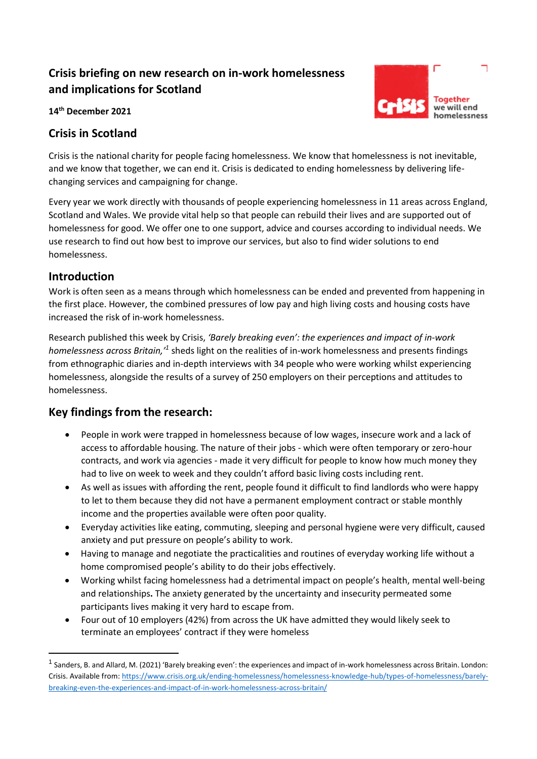# Crisis briefing on new research on in-work homelessness and implications for Scotland

**14th December 2021**

## Crisis in Scotland

Crisis is the national charity for people facing homelessness. We know that homelessness is not inevitable, and we know that together, we can end it. Crisis is dedicated to ending homelessness by delivering life-changing services and campaigning for change.

Every year we work directly with thousands of people experiencing homelessness in 11 areas across England, Scotland and Wales. We provide vital help so that people can rebuild their lives and are supported out of homelessness for good. We offer one to one support, advice and courses according to individual needs. We use research to find out how best to improve our services, but also to find wider solutions to end homelessness.

## Introduction

Work is often seen as a means through which homelessness can be ended and prevented from happening in the first place. However, the combined pressures of low pay and high living costs and housing costs have increased the risk of in-work homelessness.

Research published this week by Crisis, *'Barely breaking even': the experiences and impact of in-work homelessness across Britain,'*[1] sheds light on the realities of in-work homelessness and presents findings from ethnographic diaries and in-depth interviews with 34 people who were working whilst experiencing homelessness, alongside the results of a survey of 250 employers on their perceptions and attitudes to homelessness.

## Key findings from the research:

- People in work were trapped in homelessness because of low wages, insecure work and a lack of access to affordable housing. The nature of their jobs - which were often temporary or zero-hour contracts, and work via agencies - made it very difficult for people to know how much money they had to live on week to week and they couldn't afford basic living costs including rent.
- As well as issues with affording the rent, people found it difficult to find landlords who were happy to let to them because they did not have a permanent employment contract or stable monthly income and the properties available were often poor quality.
- Everyday activities like eating, commuting, sleeping and personal hygiene were very difficult, caused anxiety and put pressure on people's ability to work.
- Having to manage and negotiate the practicalities and routines of everyday working life without a home compromised people's ability to do their jobs effectively.
- Working whilst facing homelessness had a detrimental impact on people's health, mental well-being and relationships**.** The anxiety generated by the uncertainty and insecurity permeated some participants lives making it very hard to escape from.
- Four out of 10 employers (42%) from across the UK have admitted they would likely seek to terminate an employees' contract if they were homeless

[1] Sanders, B. and Allard, M. (2021) 'Barely breaking even': the experiences and impact of in-work homelessness across Britain. London: Crisis. Available from: https://www.crisis.org.uk/ending-homelessness/homelessness-knowledge-hub/types-of-homelessness/barely-breaking-even-the-experiences-and-impact-of-in-work-homelessness-across-britain/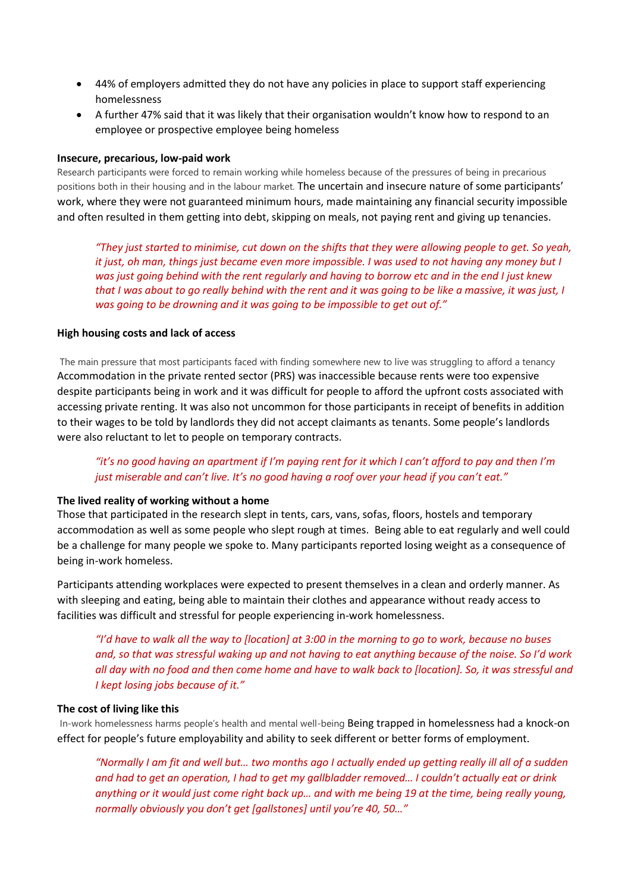- 44% of employers admitted they do not have any policies in place to support staff experiencing homelessness
- A further 47% said that it was likely that their organisation wouldn't know how to respond to an employee or prospective employee being homeless

**Insecure, precarious, low-paid work**

Research participants were forced to remain working while homeless because of the pressures of being in precarious positions both in their housing and in the labour market. The uncertain and insecure nature of some participants' work, where they were not guaranteed minimum hours, made maintaining any financial security impossible and often resulted in them getting into debt, skipping on meals, not paying rent and giving up tenancies.

> *"They just started to minimise, cut down on the shifts that they were allowing people to get. So yeah, it just, oh man, things just became even more impossible. I was used to not having any money but I was just going behind with the rent regularly and having to borrow etc and in the end I just knew that I was about to go really behind with the rent and it was going to be like a massive, it was just, I was going to be drowning and it was going to be impossible to get out of."*

**High housing costs and lack of access**

The main pressure that most participants faced with finding somewhere new to live was struggling to afford a tenancy Accommodation in the private rented sector (PRS) was inaccessible because rents were too expensive despite participants being in work and it was difficult for people to afford the upfront costs associated with accessing private renting. It was also not uncommon for those participants in receipt of benefits in addition to their wages to be told by landlords they did not accept claimants as tenants. Some people's landlords were also reluctant to let to people on temporary contracts.

> *"it's no good having an apartment if I'm paying rent for it which I can't afford to pay and then I'm just miserable and can't live. It's no good having a roof over your head if you can't eat."*

**The lived reality of working without a home**

Those that participated in the research slept in tents, cars, vans, sofas, floors, hostels and temporary accommodation as well as some people who slept rough at times. Being able to eat regularly and well could be a challenge for many people we spoke to. Many participants reported losing weight as a consequence of being in-work homeless.

Participants attending workplaces were expected to present themselves in a clean and orderly manner. As with sleeping and eating, being able to maintain their clothes and appearance without ready access to facilities was difficult and stressful for people experiencing in-work homelessness.

> *"I'd have to walk all the way to [location] at 3:00 in the morning to go to work, because no buses and, so that was stressful waking up and not having to eat anything because of the noise. So I'd work all day with no food and then come home and have to walk back to [location]. So, it was stressful and I kept losing jobs because of it."*

**The cost of living like this**

In-work homelessness harms people's health and mental well-being Being trapped in homelessness had a knock-on effect for people's future employability and ability to seek different or better forms of employment.

> *"Normally I am fit and well but… two months ago I actually ended up getting really ill all of a sudden and had to get an operation, I had to get my gallbladder removed… I couldn't actually eat or drink anything or it would just come right back up… and with me being 19 at the time, being really young, normally obviously you don't get [gallstones] until you're 40, 50…"*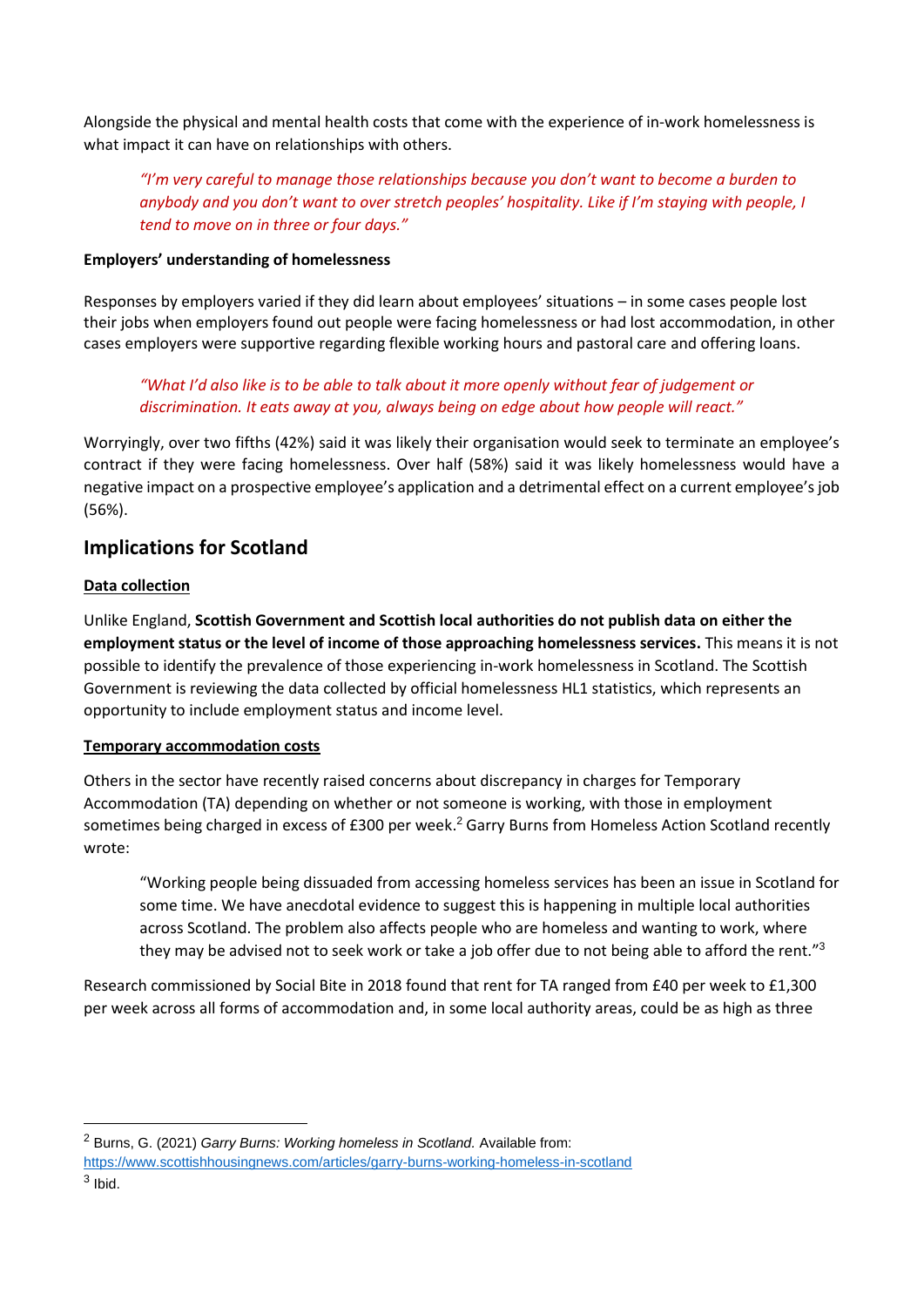Alongside the physical and mental health costs that come with the experience of in-work homelessness is what impact it can have on relationships with others.

> *"I'm very careful to manage those relationships because you don't want to become a burden to anybody and you don't want to over stretch peoples' hospitality. Like if I'm staying with people, I tend to move on in three or four days."*

**Employers' understanding of homelessness**

Responses by employers varied if they did learn about employees' situations – in some cases people lost their jobs when employers found out people were facing homelessness or had lost accommodation, in other cases employers were supportive regarding flexible working hours and pastoral care and offering loans.

> *"What I'd also like is to be able to talk about it more openly without fear of judgement or discrimination. It eats away at you, always being on edge about how people will react."*

Worryingly, over two fifths (42%) said it was likely their organisation would seek to terminate an employee's contract if they were facing homelessness. Over half (58%) said it was likely homelessness would have a negative impact on a prospective employee's application and a detrimental effect on a current employee's job (56%).

## Implications for Scotland

**Data collection**

Unlike England, **Scottish Government and Scottish local authorities do not publish data on either the employment status or the level of income of those approaching homelessness services.** This means it is not possible to identify the prevalence of those experiencing in-work homelessness in Scotland. The Scottish Government is reviewing the data collected by official homelessness HL1 statistics, which represents an opportunity to include employment status and income level.

**Temporary accommodation costs**

Others in the sector have recently raised concerns about discrepancy in charges for Temporary Accommodation (TA) depending on whether or not someone is working, with those in employment sometimes being charged in excess of £300 per week.[2] Garry Burns from Homeless Action Scotland recently wrote:

> "Working people being dissuaded from accessing homeless services has been an issue in Scotland for some time. We have anecdotal evidence to suggest this is happening in multiple local authorities across Scotland. The problem also affects people who are homeless and wanting to work, where they may be advised not to seek work or take a job offer due to not being able to afford the rent."[3]

Research commissioned by Social Bite in 2018 found that rent for TA ranged from £40 per week to £1,300 per week across all forms of accommodation and, in some local authority areas, could be as high as three

---

[2] Burns, G. (2021) *Garry Burns: Working homeless in Scotland.* Available from: https://www.scottishhousingnews.com/articles/garry-burns-working-homeless-in-scotland

[3] Ibid.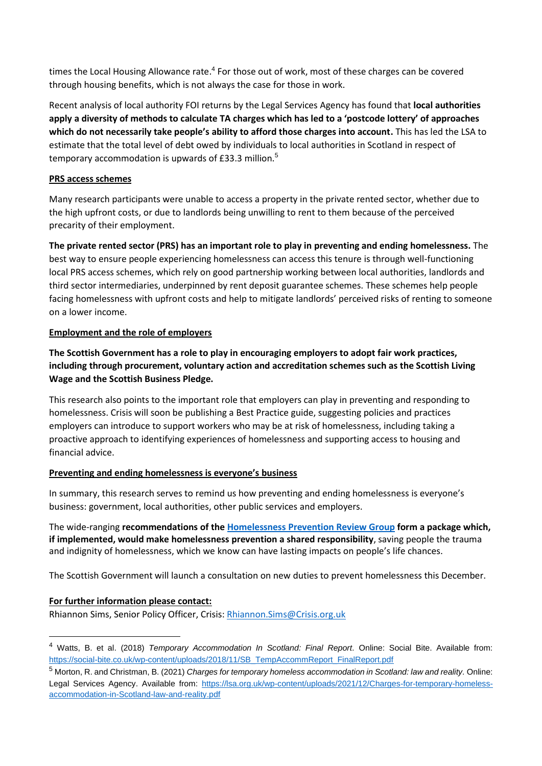times the Local Housing Allowance rate.[4] For those out of work, most of these charges can be covered through housing benefits, which is not always the case for those in work.

Recent analysis of local authority FOI returns by the Legal Services Agency has found that **local authorities apply a diversity of methods to calculate TA charges which has led to a 'postcode lottery' of approaches which do not necessarily take people's ability to afford those charges into account.** This has led the LSA to estimate that the total level of debt owed by individuals to local authorities in Scotland in respect of temporary accommodation is upwards of £33.3 million.[5]

## PRS access schemes

Many research participants were unable to access a property in the private rented sector, whether due to the high upfront costs, or due to landlords being unwilling to rent to them because of the perceived precarity of their employment.

**The private rented sector (PRS) has an important role to play in preventing and ending homelessness.** The best way to ensure people experiencing homelessness can access this tenure is through well-functioning local PRS access schemes, which rely on good partnership working between local authorities, landlords and third sector intermediaries, underpinned by rent deposit guarantee schemes. These schemes help people facing homelessness with upfront costs and help to mitigate landlords' perceived risks of renting to someone on a lower income.

## Employment and the role of employers

**The Scottish Government has a role to play in encouraging employers to adopt fair work practices, including through procurement, voluntary action and accreditation schemes such as the Scottish Living Wage and the Scottish Business Pledge.**

This research also points to the important role that employers can play in preventing and responding to homelessness. Crisis will soon be publishing a Best Practice guide, suggesting policies and practices employers can introduce to support workers who may be at risk of homelessness, including taking a proactive approach to identifying experiences of homelessness and supporting access to housing and financial advice.

## Preventing and ending homelessness is everyone's business

In summary, this research serves to remind us how preventing and ending homelessness is everyone's business: government, local authorities, other public services and employers.

The wide-ranging **recommendations of the [Homelessness Prevention Review Group](#) form a package which, if implemented, would make homelessness prevention a shared responsibility**, saving people the trauma and indignity of homelessness, which we know can have lasting impacts on people's life chances.

The Scottish Government will launch a consultation on new duties to prevent homelessness this December.

**For further information please contact:**
Rhiannon Sims, Senior Policy Officer, Crisis: Rhiannon.Sims@Crisis.org.uk

---

[4] Watts, B. et al. (2018) *Temporary Accommodation In Scotland: Final Report*. Online: Social Bite. Available from: https://social-bite.co.uk/wp-content/uploads/2018/11/SB_TempAccommReport_FinalReport.pdf

[5] Morton, R. and Christman, B. (2021) *Charges for temporary homeless accommodation in Scotland: law and reality.* Online: Legal Services Agency. Available from: https://lsa.org.uk/wp-content/uploads/2021/12/Charges-for-temporary-homeless-accommodation-in-Scotland-law-and-reality.pdf